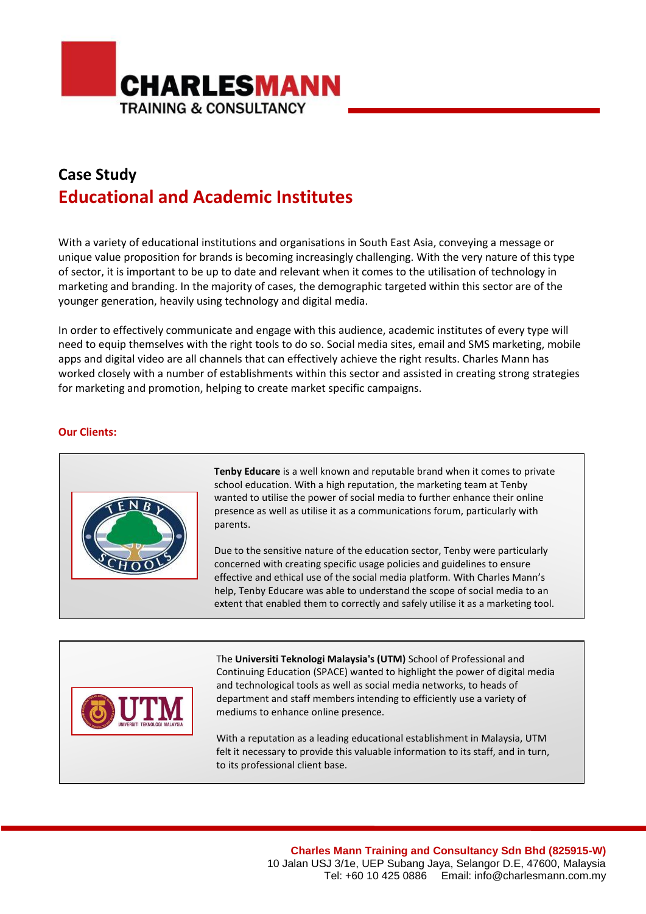# CHARLESMANN
TRAINING & CONSULTANCY

## Case Study
## Educational and Academic Institutes

With a variety of educational institutions and organisations in South East Asia, conveying a message or unique value proposition for brands is becoming increasingly challenging. With the very nature of this type of sector, it is important to be up to date and relevant when it comes to the utilisation of technology in marketing and branding. In the majority of cases, the demographic targeted within this sector are of the younger generation, heavily using technology and digital media.

In order to effectively communicate and engage with this audience, academic institutes of every type will need to equip themselves with the right tools to do so. Social media sites, email and SMS marketing, mobile apps and digital video are all channels that can effectively achieve the right results. Charles Mann has worked closely with a number of establishments within this sector and assisted in creating strong strategies for marketing and promotion, helping to create market specific campaigns.

**Our Clients:**

**Tenby Educare** is a well known and reputable brand when it comes to private school education. With a high reputation, the marketing team at Tenby wanted to utilise the power of social media to further enhance their online presence as well as utilise it as a communications forum, particularly with parents.

Due to the sensitive nature of the education sector, Tenby were particularly concerned with creating specific usage policies and guidelines to ensure effective and ethical use of the social media platform. With Charles Mann's help, Tenby Educare was able to understand the scope of social media to an extent that enabled them to correctly and safely utilise it as a marketing tool.

The **Universiti Teknologi Malaysia's (UTM)** School of Professional and Continuing Education (SPACE) wanted to highlight the power of digital media and technological tools as well as social media networks, to heads of department and staff members intending to efficiently use a variety of mediums to enhance online presence.

With a reputation as a leading educational establishment in Malaysia, UTM felt it necessary to provide this valuable information to its staff, and in turn, to its professional client base.

**Charles Mann Training and Consultancy Sdn Bhd (825915-W)**
10 Jalan USJ 3/1e, UEP Subang Jaya, Selangor D.E, 47600, Malaysia
Tel: +60 10 425 0886 Email: info@charlesmann.com.my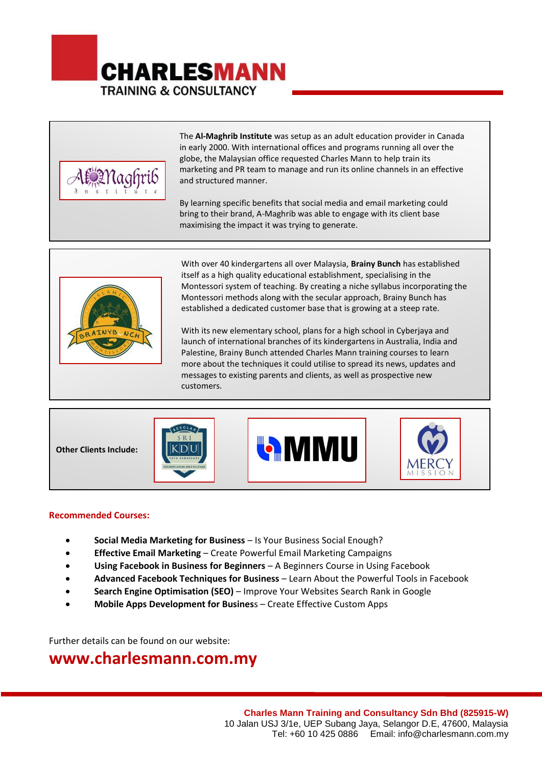The **Al-Maghrib Institute** was setup as an adult education provider in Canada in early 2000. With international offices and programs running all over the globe, the Malaysian office requested Charles Mann to help train its marketing and PR team to manage and run its online channels in an effective and structured manner.

By learning specific benefits that social media and email marketing could bring to their brand, A-Maghrib was able to engage with its client base maximising the impact it was trying to generate.

With over 40 kindergartens all over Malaysia, **Brainy Bunch** has established itself as a high quality educational establishment, specialising in the Montessori system of teaching. By creating a niche syllabus incorporating the Montessori methods along with the secular approach, Brainy Bunch has established a dedicated customer base that is growing at a steep rate.

With its new elementary school, plans for a high school in Cyberjaya and launch of international branches of its kindergartens in Australia, India and Palestine, Brainy Bunch attended Charles Mann training courses to learn more about the techniques it could utilise to spread its news, updates and messages to existing parents and clients, as well as prospective new customers.

**Other Clients Include:**

**Recommended Courses:**

- **Social Media Marketing for Business** – Is Your Business Social Enough?
- **Effective Email Marketing** – Create Powerful Email Marketing Campaigns
- **Using Facebook in Business for Beginners** – A Beginners Course in Using Facebook
- **Advanced Facebook Techniques for Business** – Learn About the Powerful Tools in Facebook
- **Search Engine Optimisation (SEO)** – Improve Your Websites Search Rank in Google
- **Mobile Apps Development for Business** – Create Effective Custom Apps

Further details can be found on our website:

**www.charlesmann.com.my**

**Charles Mann Training and Consultancy Sdn Bhd (825915-W)**
10 Jalan USJ 3/1e, UEP Subang Jaya, Selangor D.E, 47600, Malaysia
Tel: +60 10 425 0886 Email: info@charlesmann.com.my